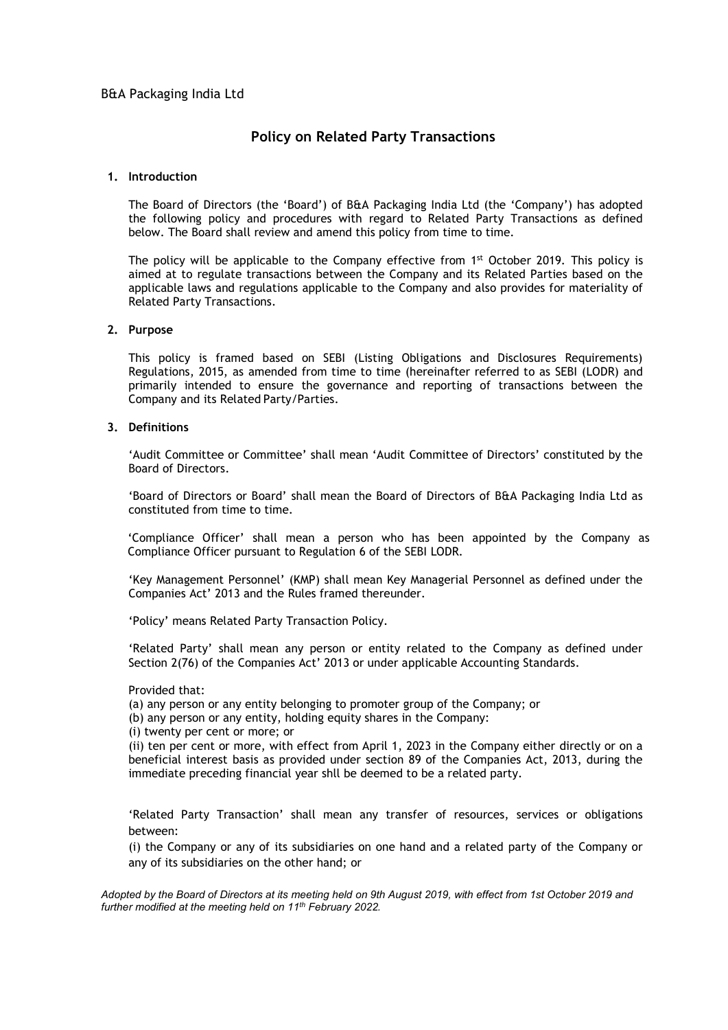B&A Packaging India Ltd

# Policy on Related Party Transactions

## 1. Introduction

The Board of Directors (the 'Board') of B&A Packaging India Ltd (the 'Company') has adopted the following policy and procedures with regard to Related Party Transactions as defined below. The Board shall review and amend this policy from time to time.

The policy will be applicable to the Company effective from 1st October 2019. This policy is aimed at to regulate transactions between the Company and its Related Parties based on the applicable laws and regulations applicable to the Company and also provides for materiality of Related Party Transactions.

## 2. Purpose

This policy is framed based on SEBI (Listing Obligations and Disclosures Requirements) Regulations, 2015, as amended from time to time (hereinafter referred to as SEBI (LODR) and primarily intended to ensure the governance and reporting of transactions between the Company and its Related Party/Parties.

## 3. Definitions

'Audit Committee or Committee' shall mean 'Audit Committee of Directors' constituted by the Board of Directors.

'Board of Directors or Board' shall mean the Board of Directors of B&A Packaging India Ltd as constituted from time to time.

'Compliance Officer' shall mean a person who has been appointed by the Company as Compliance Officer pursuant to Regulation 6 of the SEBI LODR.

'Key Management Personnel' (KMP) shall mean Key Managerial Personnel as defined under the Companies Act' 2013 and the Rules framed thereunder.

'Policy' means Related Party Transaction Policy.

'Related Party' shall mean any person or entity related to the Company as defined under Section 2(76) of the Companies Act' 2013 or under applicable Accounting Standards.

Provided that:
(a) any person or any entity belonging to promoter group of the Company; or
(b) any person or any entity, holding equity shares in the Company:
(i) twenty per cent or more; or
(ii) ten per cent or more, with effect from April 1, 2023 in the Company either directly or on a beneficial interest basis as provided under section 89 of the Companies Act, 2013, during the immediate preceding financial year shll be deemed to be a related party.

'Related Party Transaction' shall mean any transfer of resources, services or obligations between:

(i) the Company or any of its subsidiaries on one hand and a related party of the Company or any of its subsidiaries on the other hand; or

*Adopted by the Board of Directors at its meeting held on 9th August 2019, with effect from 1st October 2019 and further modified at the meeting held on 11th February 2022.*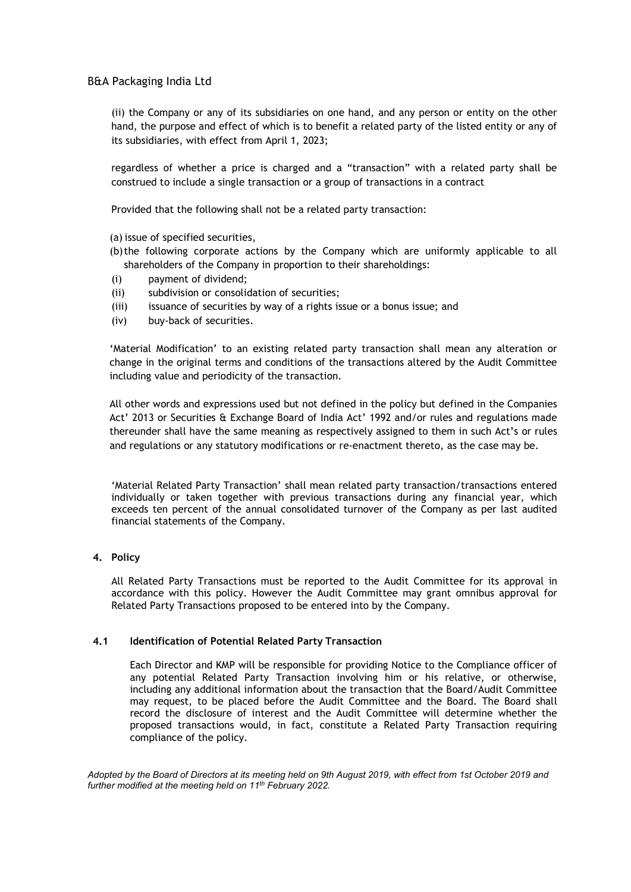(ii) the Company or any of its subsidiaries on one hand, and any person or entity on the other hand, the purpose and effect of which is to benefit a related party of the listed entity or any of its subsidiaries, with effect from April 1, 2023;

regardless of whether a price is charged and a "transaction" with a related party shall be construed to include a single transaction or a group of transactions in a contract

Provided that the following shall not be a related party transaction:

(a) issue of specified securities,

(b) the following corporate actions by the Company which are uniformly applicable to all shareholders of the Company in proportion to their shareholdings:

(i) payment of dividend;

(ii) subdivision or consolidation of securities;

(iii) issuance of securities by way of a rights issue or a bonus issue; and

(iv) buy-back of securities.

'Material Modification' to an existing related party transaction shall mean any alteration or change in the original terms and conditions of the transactions altered by the Audit Committee including value and periodicity of the transaction.

All other words and expressions used but not defined in the policy but defined in the Companies Act' 2013 or Securities & Exchange Board of India Act' 1992 and/or rules and regulations made thereunder shall have the same meaning as respectively assigned to them in such Act's or rules and regulations or any statutory modifications or re-enactment thereto, as the case may be.

'Material Related Party Transaction' shall mean related party transaction/transactions entered individually or taken together with previous transactions during any financial year, which exceeds ten percent of the annual consolidated turnover of the Company as per last audited financial statements of the Company.

## 4. Policy

All Related Party Transactions must be reported to the Audit Committee for its approval in accordance with this policy. However the Audit Committee may grant omnibus approval for Related Party Transactions proposed to be entered into by the Company.

### 4.1 Identification of Potential Related Party Transaction

Each Director and KMP will be responsible for providing Notice to the Compliance officer of any potential Related Party Transaction involving him or his relative, or otherwise, including any additional information about the transaction that the Board/Audit Committee may request, to be placed before the Audit Committee and the Board. The Board shall record the disclosure of interest and the Audit Committee will determine whether the proposed transactions would, in fact, constitute a Related Party Transaction requiring compliance of the policy.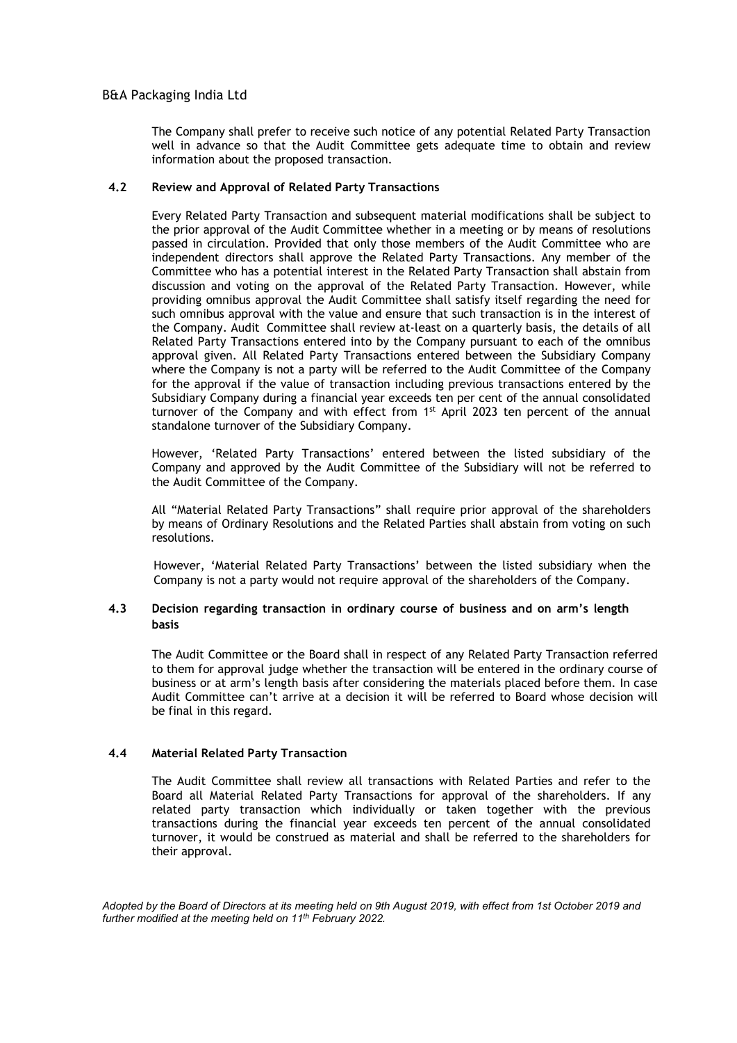The Company shall prefer to receive such notice of any potential Related Party Transaction well in advance so that the Audit Committee gets adequate time to obtain and review information about the proposed transaction.

### 4.2 Review and Approval of Related Party Transactions

Every Related Party Transaction and subsequent material modifications shall be subject to the prior approval of the Audit Committee whether in a meeting or by means of resolutions passed in circulation. Provided that only those members of the Audit Committee who are independent directors shall approve the Related Party Transactions. Any member of the Committee who has a potential interest in the Related Party Transaction shall abstain from discussion and voting on the approval of the Related Party Transaction. However, while providing omnibus approval the Audit Committee shall satisfy itself regarding the need for such omnibus approval with the value and ensure that such transaction is in the interest of the Company. Audit Committee shall review at-least on a quarterly basis, the details of all Related Party Transactions entered into by the Company pursuant to each of the omnibus approval given. All Related Party Transactions entered between the Subsidiary Company where the Company is not a party will be referred to the Audit Committee of the Company for the approval if the value of transaction including previous transactions entered by the Subsidiary Company during a financial year exceeds ten per cent of the annual consolidated turnover of the Company and with effect from 1st April 2023 ten percent of the annual standalone turnover of the Subsidiary Company.

However, 'Related Party Transactions' entered between the listed subsidiary of the Company and approved by the Audit Committee of the Subsidiary will not be referred to the Audit Committee of the Company.

All "Material Related Party Transactions" shall require prior approval of the shareholders by means of Ordinary Resolutions and the Related Parties shall abstain from voting on such resolutions.

However, 'Material Related Party Transactions' between the listed subsidiary when the Company is not a party would not require approval of the shareholders of the Company.

### 4.3 Decision regarding transaction in ordinary course of business and on arm's length basis

The Audit Committee or the Board shall in respect of any Related Party Transaction referred to them for approval judge whether the transaction will be entered in the ordinary course of business or at arm's length basis after considering the materials placed before them. In case Audit Committee can't arrive at a decision it will be referred to Board whose decision will be final in this regard.

### 4.4 Material Related Party Transaction

The Audit Committee shall review all transactions with Related Parties and refer to the Board all Material Related Party Transactions for approval of the shareholders. If any related party transaction which individually or taken together with the previous transactions during the financial year exceeds ten percent of the annual consolidated turnover, it would be construed as material and shall be referred to the shareholders for their approval.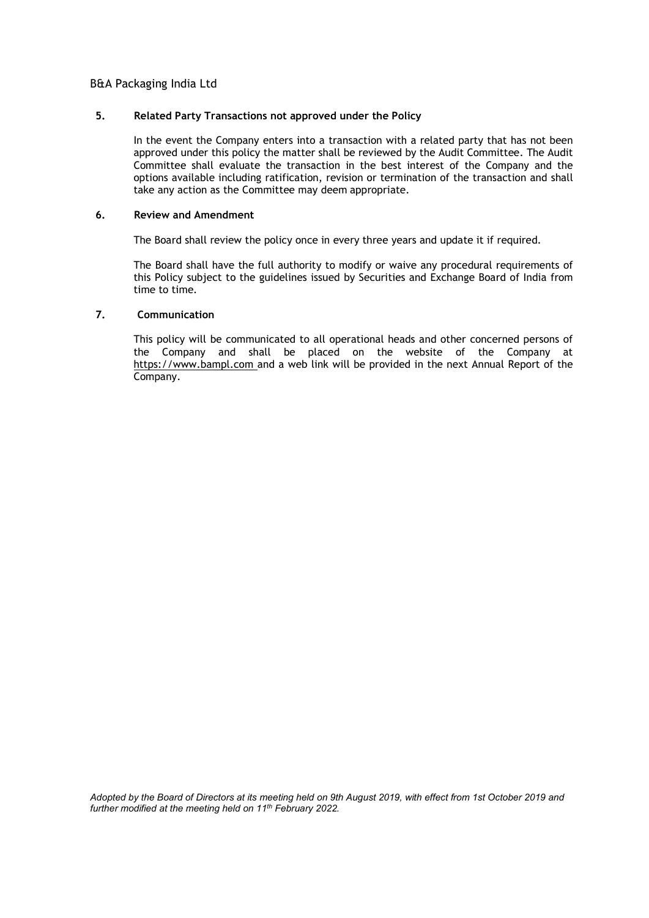## 5. Related Party Transactions not approved under the Policy

In the event the Company enters into a transaction with a related party that has not been approved under this policy the matter shall be reviewed by the Audit Committee. The Audit Committee shall evaluate the transaction in the best interest of the Company and the options available including ratification, revision or termination of the transaction and shall take any action as the Committee may deem appropriate.

## 6. Review and Amendment

The Board shall review the policy once in every three years and update it if required.

The Board shall have the full authority to modify or waive any procedural requirements of this Policy subject to the guidelines issued by Securities and Exchange Board of India from time to time.

## 7. Communication

This policy will be communicated to all operational heads and other concerned persons of the Company and shall be placed on the website of the Company at https://www.bampl.com and a web link will be provided in the next Annual Report of the Company.

*Adopted by the Board of Directors at its meeting held on 9th August 2019, with effect from 1st October 2019 and further modified at the meeting held on 11th February 2022.*